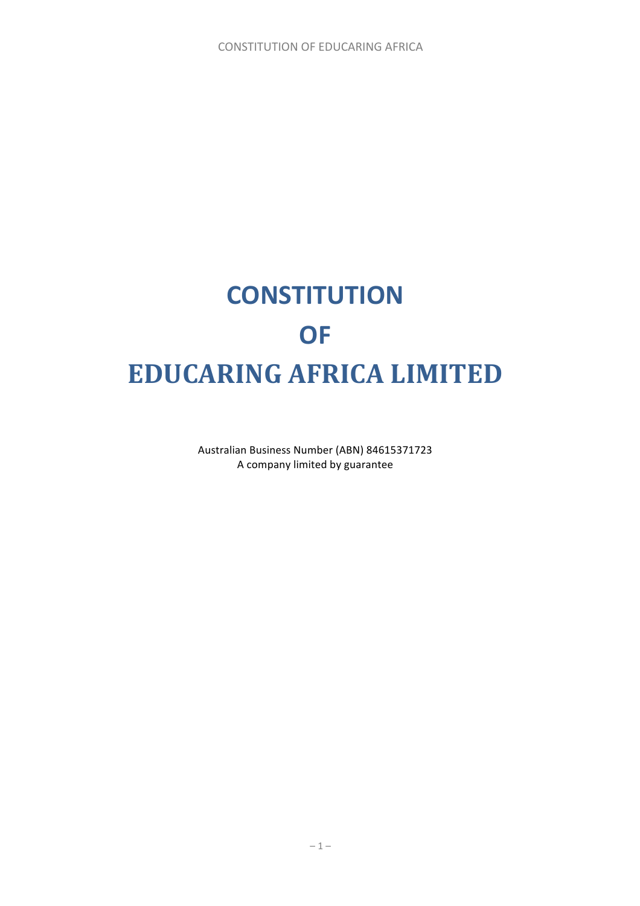# CONSTITUTION

# OF

# EDUCARING AFRICA LIMITED

Australian Business Number (ABN) 84615371723
A company limited by guarantee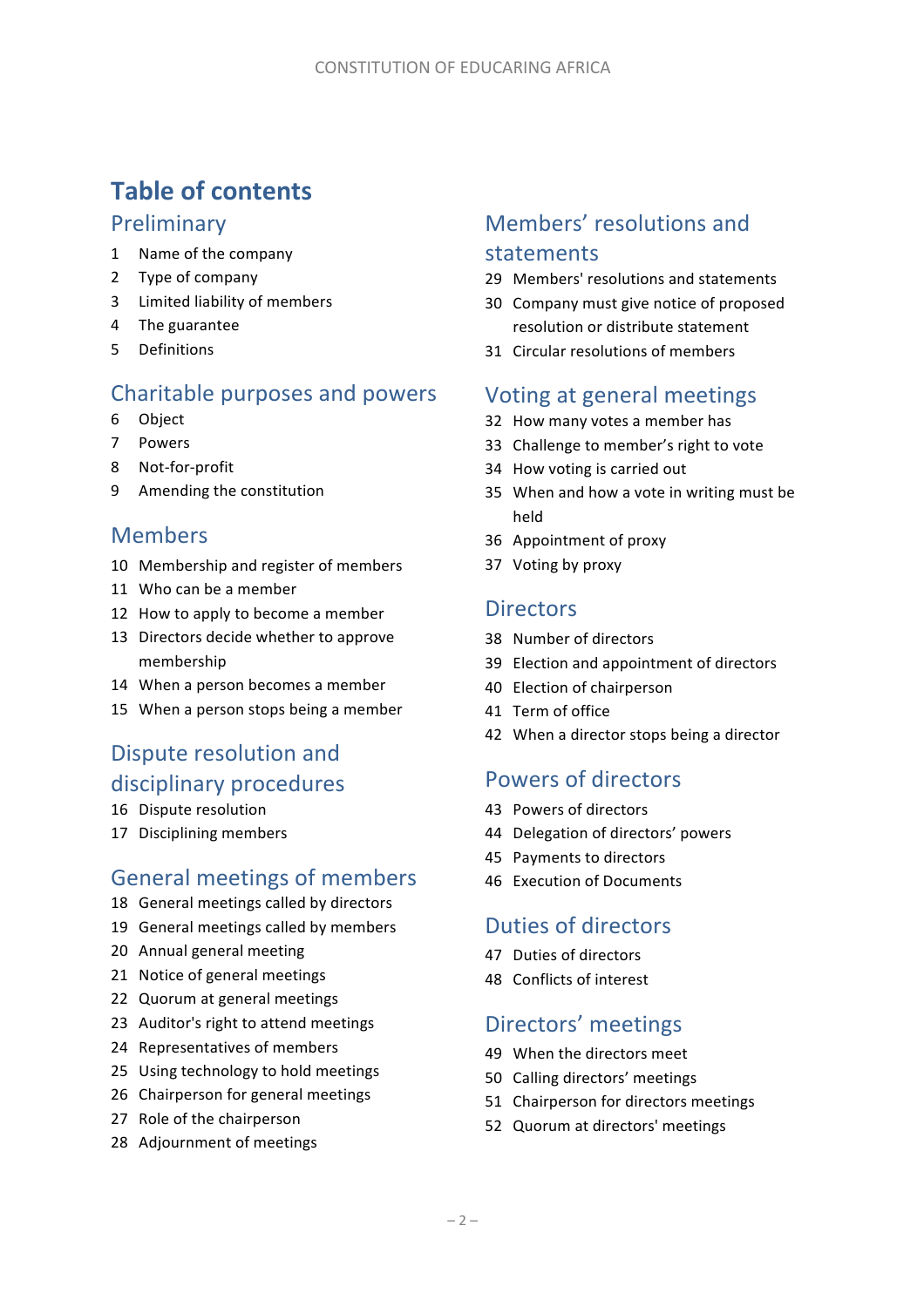# Table of contents

## Preliminary

1 Name of the company
2 Type of company
3 Limited liability of members
4 The guarantee
5 Definitions

## Charitable purposes and powers

6 Object
7 Powers
8 Not-for-profit
9 Amending the constitution

## Members

10 Membership and register of members
11 Who can be a member
12 How to apply to become a member
13 Directors decide whether to approve membership
14 When a person becomes a member
15 When a person stops being a member

## Dispute resolution and disciplinary procedures

16 Dispute resolution
17 Disciplining members

## General meetings of members

18 General meetings called by directors
19 General meetings called by members
20 Annual general meeting
21 Notice of general meetings
22 Quorum at general meetings
23 Auditor's right to attend meetings
24 Representatives of members
25 Using technology to hold meetings
26 Chairperson for general meetings
27 Role of the chairperson
28 Adjournment of meetings

## Members' resolutions and statements

29 Members' resolutions and statements
30 Company must give notice of proposed resolution or distribute statement
31 Circular resolutions of members

## Voting at general meetings

32 How many votes a member has
33 Challenge to member's right to vote
34 How voting is carried out
35 When and how a vote in writing must be held
36 Appointment of proxy
37 Voting by proxy

## Directors

38 Number of directors
39 Election and appointment of directors
40 Election of chairperson
41 Term of office
42 When a director stops being a director

## Powers of directors

43 Powers of directors
44 Delegation of directors' powers
45 Payments to directors
46 Execution of Documents

## Duties of directors

47 Duties of directors
48 Conflicts of interest

## Directors' meetings

49 When the directors meet
50 Calling directors' meetings
51 Chairperson for directors meetings
52 Quorum at directors' meetings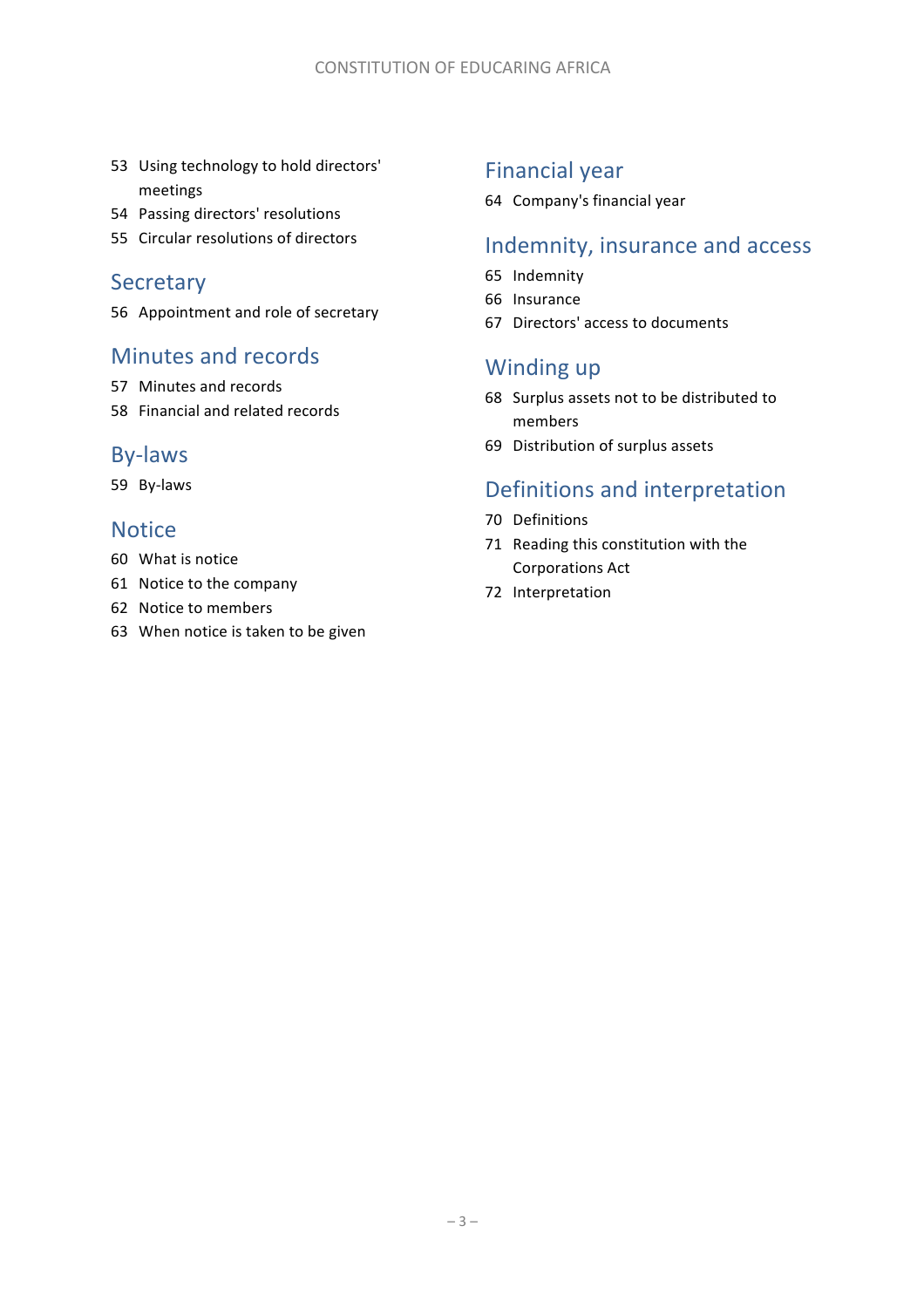53 Using technology to hold directors' meetings
54 Passing directors' resolutions
55 Circular resolutions of directors

## Secretary

56 Appointment and role of secretary

## Minutes and records

57 Minutes and records
58 Financial and related records

## By-laws

59 By-laws

## Notice

60 What is notice
61 Notice to the company
62 Notice to members
63 When notice is taken to be given

## Financial year

64 Company's financial year

## Indemnity, insurance and access

65 Indemnity
66 Insurance
67 Directors' access to documents

## Winding up

68 Surplus assets not to be distributed to members
69 Distribution of surplus assets

## Definitions and interpretation

70 Definitions
71 Reading this constitution with the Corporations Act
72 Interpretation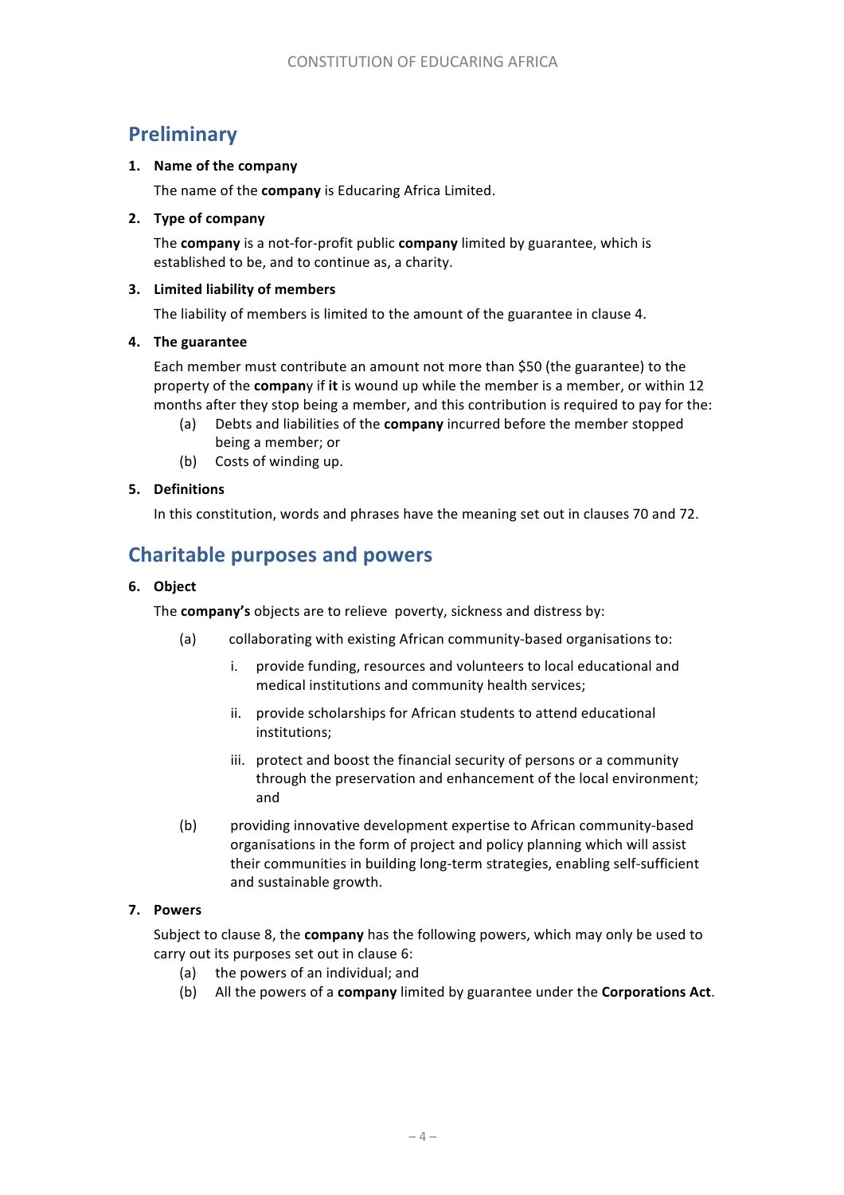## Preliminary

**1. Name of the company**

The name of the **company** is Educaring Africa Limited.

**2. Type of company**

The **company** is a not-for-profit public **company** limited by guarantee, which is established to be, and to continue as, a charity.

**3. Limited liability of members**

The liability of members is limited to the amount of the guarantee in clause 4.

**4. The guarantee**

Each member must contribute an amount not more than $50 (the guarantee) to the property of the **compan**y if **it** is wound up while the member is a member, or within 12 months after they stop being a member, and this contribution is required to pay for the:

(a) Debts and liabilities of the **company** incurred before the member stopped being a member; or

(b) Costs of winding up.

**5. Definitions**

In this constitution, words and phrases have the meaning set out in clauses 70 and 72.

## Charitable purposes and powers

**6. Object**

The **company's** objects are to relieve poverty, sickness and distress by:

(a) collaborating with existing African community-based organisations to:

   i. provide funding, resources and volunteers to local educational and medical institutions and community health services;

   ii. provide scholarships for African students to attend educational institutions;

   iii. protect and boost the financial security of persons or a community through the preservation and enhancement of the local environment; and

(b) providing innovative development expertise to African community-based organisations in the form of project and policy planning which will assist their communities in building long-term strategies, enabling self-sufficient and sustainable growth.

**7. Powers**

Subject to clause 8, the **company** has the following powers, which may only be used to carry out its purposes set out in clause 6:

(a) the powers of an individual; and

(b) All the powers of a **company** limited by guarantee under the **Corporations Act**.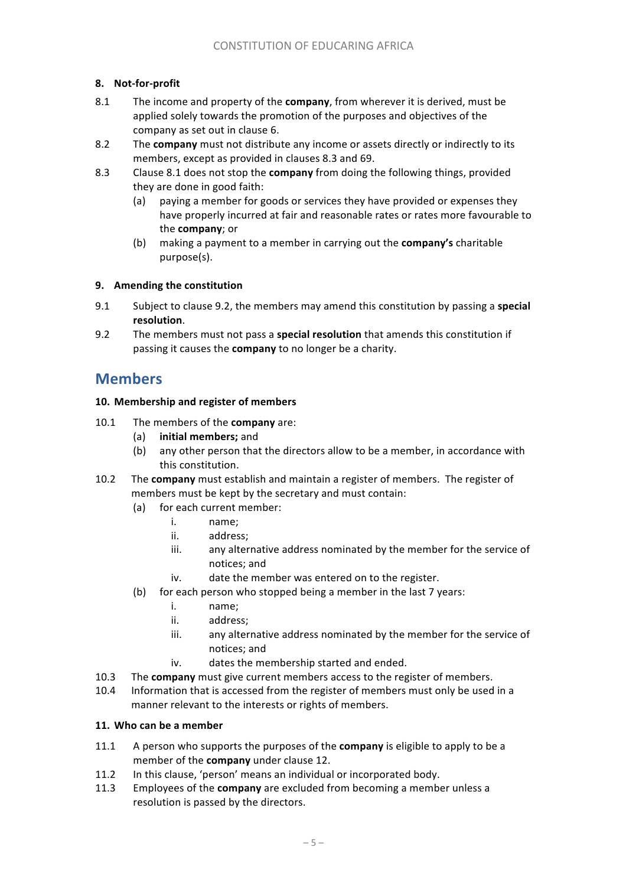### 8. Not-for-profit

8.1 The income and property of the **company**, from wherever it is derived, must be applied solely towards the promotion of the purposes and objectives of the company as set out in clause 6.

8.2 The **company** must not distribute any income or assets directly or indirectly to its members, except as provided in clauses 8.3 and 69.

8.3 Clause 8.1 does not stop the **company** from doing the following things, provided they are done in good faith:

- (a) paying a member for goods or services they have provided or expenses they have properly incurred at fair and reasonable rates or rates more favourable to the **company**; or
- (b) making a payment to a member in carrying out the **company's** charitable purpose(s).

### 9. Amending the constitution

9.1 Subject to clause 9.2, the members may amend this constitution by passing a **special resolution**.

9.2 The members must not pass a **special resolution** that amends this constitution if passing it causes the **company** to no longer be a charity.

## Members

### 10. Membership and register of members

10.1 The members of the **company** are:

- (a) **initial members;** and
- (b) any other person that the directors allow to be a member, in accordance with this constitution.

10.2 The **company** must establish and maintain a register of members. The register of members must be kept by the secretary and must contain:

- (a) for each current member:
  - i. name;
  - ii. address;
  - iii. any alternative address nominated by the member for the service of notices; and
  - iv. date the member was entered on to the register.
- (b) for each person who stopped being a member in the last 7 years:
  - i. name;
  - ii. address;
  - iii. any alternative address nominated by the member for the service of notices; and
  - iv. dates the membership started and ended.

10.3 The **company** must give current members access to the register of members.

10.4 Information that is accessed from the register of members must only be used in a manner relevant to the interests or rights of members.

### 11. Who can be a member

11.1 A person who supports the purposes of the **company** is eligible to apply to be a member of the **company** under clause 12.

11.2 In this clause, 'person' means an individual or incorporated body.

11.3 Employees of the **company** are excluded from becoming a member unless a resolution is passed by the directors.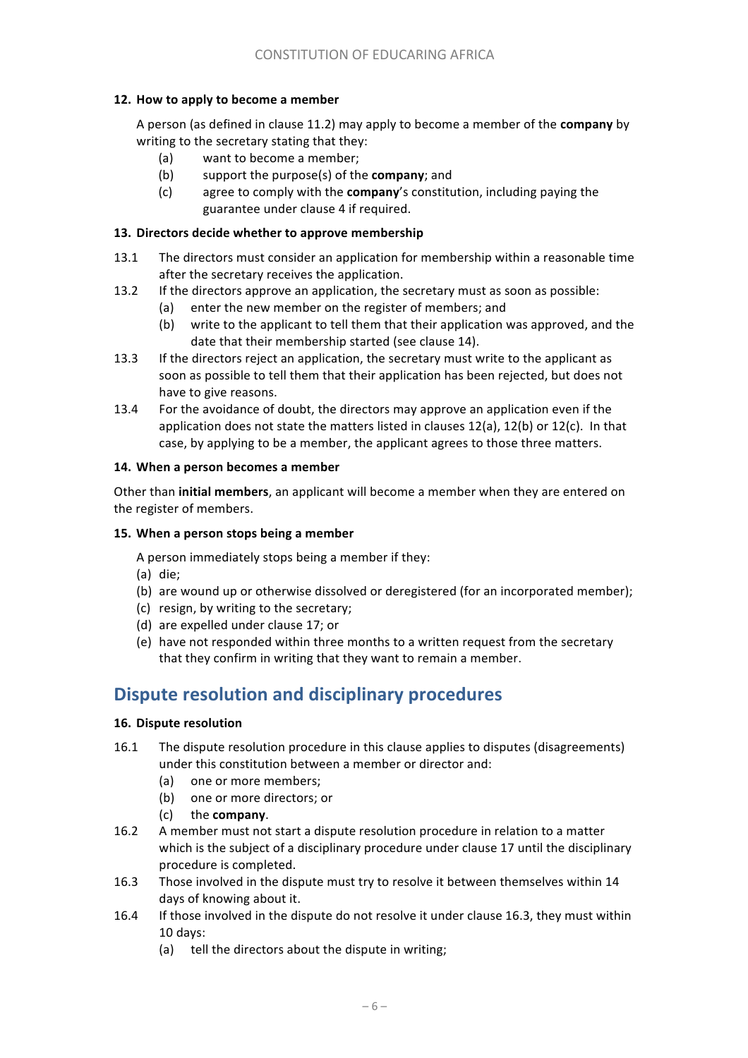### 12. How to apply to become a member

A person (as defined in clause 11.2) may apply to become a member of the **company** by writing to the secretary stating that they:

(a) want to become a member;

(b) support the purpose(s) of the **company**; and

(c) agree to comply with the **company**'s constitution, including paying the guarantee under clause 4 if required.

### 13. Directors decide whether to approve membership

13.1 The directors must consider an application for membership within a reasonable time after the secretary receives the application.

13.2 If the directors approve an application, the secretary must as soon as possible:

(a) enter the new member on the register of members; and

(b) write to the applicant to tell them that their application was approved, and the date that their membership started (see clause 14).

13.3 If the directors reject an application, the secretary must write to the applicant as soon as possible to tell them that their application has been rejected, but does not have to give reasons.

13.4 For the avoidance of doubt, the directors may approve an application even if the application does not state the matters listed in clauses 12(a), 12(b) or 12(c). In that case, by applying to be a member, the applicant agrees to those three matters.

### 14. When a person becomes a member

Other than **initial members**, an applicant will become a member when they are entered on the register of members.

### 15. When a person stops being a member

A person immediately stops being a member if they:

(a) die;

(b) are wound up or otherwise dissolved or deregistered (for an incorporated member);

(c) resign, by writing to the secretary;

(d) are expelled under clause 17; or

(e) have not responded within three months to a written request from the secretary that they confirm in writing that they want to remain a member.

## Dispute resolution and disciplinary procedures

### 16. Dispute resolution

16.1 The dispute resolution procedure in this clause applies to disputes (disagreements) under this constitution between a member or director and:

(a) one or more members;

(b) one or more directors; or

(c) the **company**.

16.2 A member must not start a dispute resolution procedure in relation to a matter which is the subject of a disciplinary procedure under clause 17 until the disciplinary procedure is completed.

16.3 Those involved in the dispute must try to resolve it between themselves within 14 days of knowing about it.

16.4 If those involved in the dispute do not resolve it under clause 16.3, they must within 10 days:

(a) tell the directors about the dispute in writing;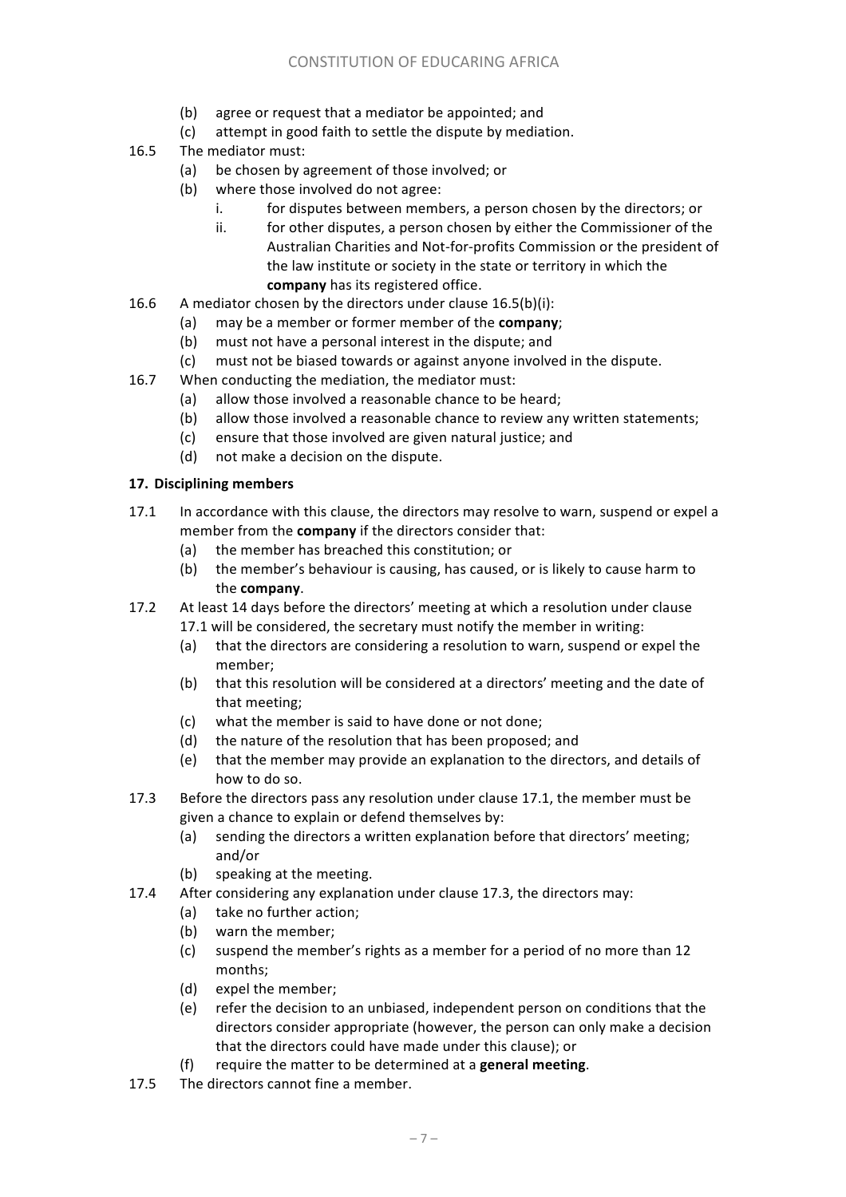(b) agree or request that a mediator be appointed; and

(c) attempt in good faith to settle the dispute by mediation.

16.5 The mediator must:

(a) be chosen by agreement of those involved; or

(b) where those involved do not agree:

i. for disputes between members, a person chosen by the directors; or

ii. for other disputes, a person chosen by either the Commissioner of the Australian Charities and Not-for-profits Commission or the president of the law institute or society in the state or territory in which the **company** has its registered office.

16.6 A mediator chosen by the directors under clause 16.5(b)(i):

(a) may be a member or former member of the **company**;

(b) must not have a personal interest in the dispute; and

(c) must not be biased towards or against anyone involved in the dispute.

16.7 When conducting the mediation, the mediator must:

(a) allow those involved a reasonable chance to be heard;

(b) allow those involved a reasonable chance to review any written statements;

(c) ensure that those involved are given natural justice; and

(d) not make a decision on the dispute.

**17. Disciplining members**

17.1 In accordance with this clause, the directors may resolve to warn, suspend or expel a member from the **company** if the directors consider that:

(a) the member has breached this constitution; or

(b) the member's behaviour is causing, has caused, or is likely to cause harm to the **company**.

17.2 At least 14 days before the directors' meeting at which a resolution under clause 17.1 will be considered, the secretary must notify the member in writing:

(a) that the directors are considering a resolution to warn, suspend or expel the member;

(b) that this resolution will be considered at a directors' meeting and the date of that meeting;

(c) what the member is said to have done or not done;

(d) the nature of the resolution that has been proposed; and

(e) that the member may provide an explanation to the directors, and details of how to do so.

17.3 Before the directors pass any resolution under clause 17.1, the member must be given a chance to explain or defend themselves by:

(a) sending the directors a written explanation before that directors' meeting; and/or

(b) speaking at the meeting.

17.4 After considering any explanation under clause 17.3, the directors may:

(a) take no further action;

(b) warn the member;

(c) suspend the member's rights as a member for a period of no more than 12 months;

(d) expel the member;

(e) refer the decision to an unbiased, independent person on conditions that the directors consider appropriate (however, the person can only make a decision that the directors could have made under this clause); or

(f) require the matter to be determined at a **general meeting**.

17.5 The directors cannot fine a member.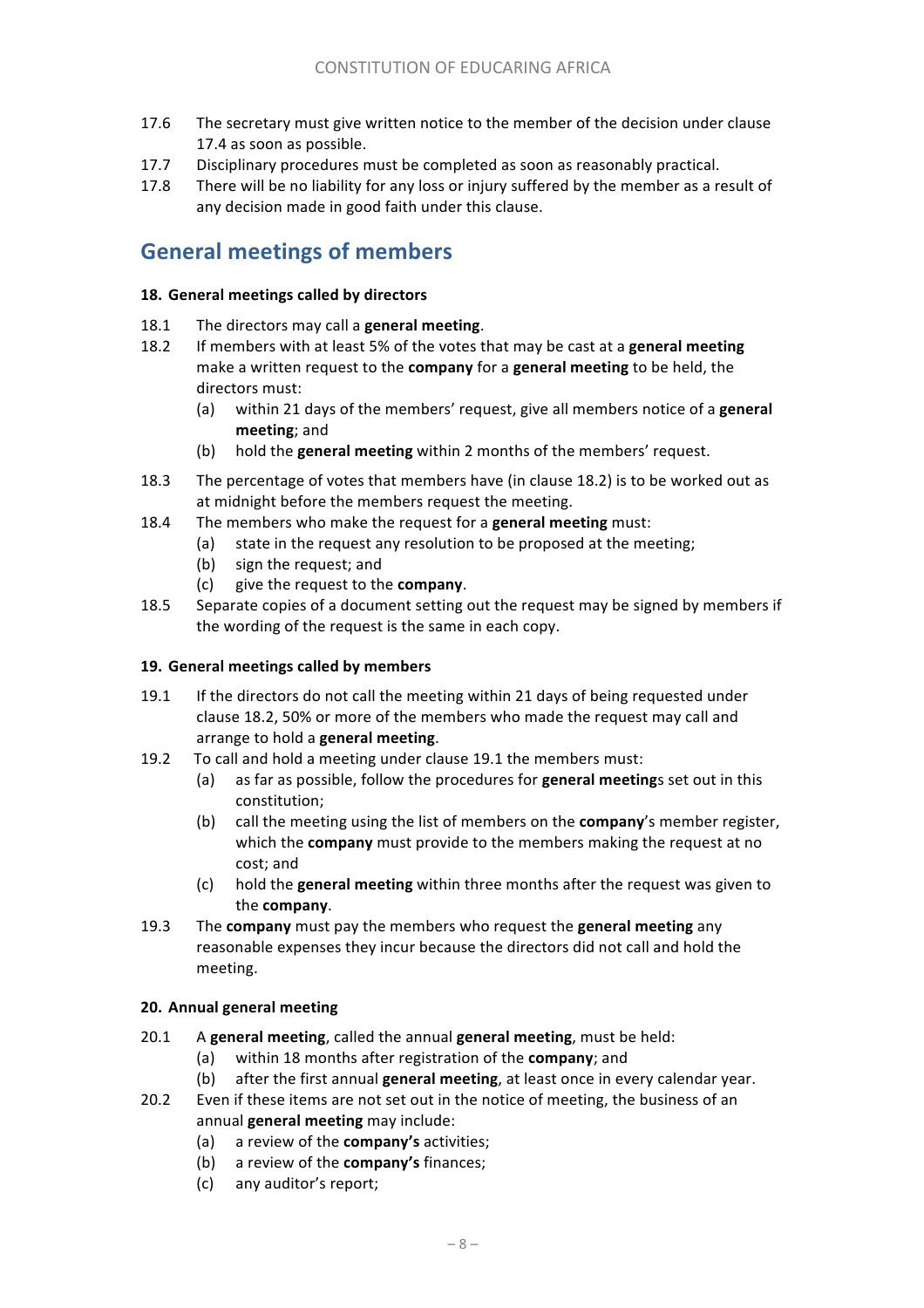17.6 The secretary must give written notice to the member of the decision under clause 17.4 as soon as possible.

17.7 Disciplinary procedures must be completed as soon as reasonably practical.

17.8 There will be no liability for any loss or injury suffered by the member as a result of any decision made in good faith under this clause.

## General meetings of members

### 18. General meetings called by directors

18.1 The directors may call a **general meeting**.

18.2 If members with at least 5% of the votes that may be cast at a **general meeting** make a written request to the **company** for a **general meeting** to be held, the directors must:

- (a) within 21 days of the members' request, give all members notice of a **general meeting**; and
- (b) hold the **general meeting** within 2 months of the members' request.

18.3 The percentage of votes that members have (in clause 18.2) is to be worked out as at midnight before the members request the meeting.

18.4 The members who make the request for a **general meeting** must:

- (a) state in the request any resolution to be proposed at the meeting;
- (b) sign the request; and
- (c) give the request to the **company**.

18.5 Separate copies of a document setting out the request may be signed by members if the wording of the request is the same in each copy.

### 19. General meetings called by members

19.1 If the directors do not call the meeting within 21 days of being requested under clause 18.2, 50% or more of the members who made the request may call and arrange to hold a **general meeting**.

19.2 To call and hold a meeting under clause 19.1 the members must:

- (a) as far as possible, follow the procedures for **general meeting**s set out in this constitution;
- (b) call the meeting using the list of members on the **company**'s member register, which the **company** must provide to the members making the request at no cost; and
- (c) hold the **general meeting** within three months after the request was given to the **company**.

19.3 The **company** must pay the members who request the **general meeting** any reasonable expenses they incur because the directors did not call and hold the meeting.

### 20. Annual general meeting

20.1 A **general meeting**, called the annual **general meeting**, must be held:

- (a) within 18 months after registration of the **company**; and
- (b) after the first annual **general meeting**, at least once in every calendar year.

20.2 Even if these items are not set out in the notice of meeting, the business of an annual **general meeting** may include:

- (a) a review of the **company's** activities;
- (b) a review of the **company's** finances;
- (c) any auditor's report;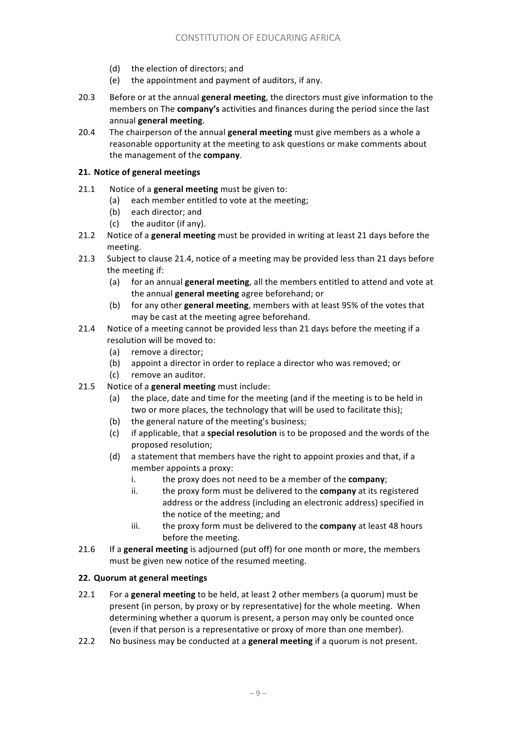(d) the election of directors; and

(e) the appointment and payment of auditors, if any.

20.3 Before or at the annual **general meeting**, the directors must give information to the members on The **company's** activities and finances during the period since the last annual **general meeting**.

20.4 The chairperson of the annual **general meeting** must give members as a whole a reasonable opportunity at the meeting to ask questions or make comments about the management of the **company**.

**21. Notice of general meetings**

21.1 Notice of a **general meeting** must be given to:

(a) each member entitled to vote at the meeting;

(b) each director; and

(c) the auditor (if any).

21.2 Notice of a **general meeting** must be provided in writing at least 21 days before the meeting.

21.3 Subject to clause 21.4, notice of a meeting may be provided less than 21 days before the meeting if:

(a) for an annual **general meeting**, all the members entitled to attend and vote at the annual **general meeting** agree beforehand; or

(b) for any other **general meeting**, members with at least 95% of the votes that may be cast at the meeting agree beforehand.

21.4 Notice of a meeting cannot be provided less than 21 days before the meeting if a resolution will be moved to:

(a) remove a director;

(b) appoint a director in order to replace a director who was removed; or

(c) remove an auditor.

21.5 Notice of a **general meeting** must include:

(a) the place, date and time for the meeting (and if the meeting is to be held in two or more places, the technology that will be used to facilitate this);

(b) the general nature of the meeting's business;

(c) if applicable, that a **special resolution** is to be proposed and the words of the proposed resolution;

(d) a statement that members have the right to appoint proxies and that, if a member appoints a proxy:

i. the proxy does not need to be a member of the **company**;

ii. the proxy form must be delivered to the **company** at its registered address or the address (including an electronic address) specified in the notice of the meeting; and

iii. the proxy form must be delivered to the **company** at least 48 hours before the meeting.

21.6 If a **general meeting** is adjourned (put off) for one month or more, the members must be given new notice of the resumed meeting.

**22. Quorum at general meetings**

22.1 For a **general meeting** to be held, at least 2 other members (a quorum) must be present (in person, by proxy or by representative) for the whole meeting. When determining whether a quorum is present, a person may only be counted once (even if that person is a representative or proxy of more than one member).

22.2 No business may be conducted at a **general meeting** if a quorum is not present.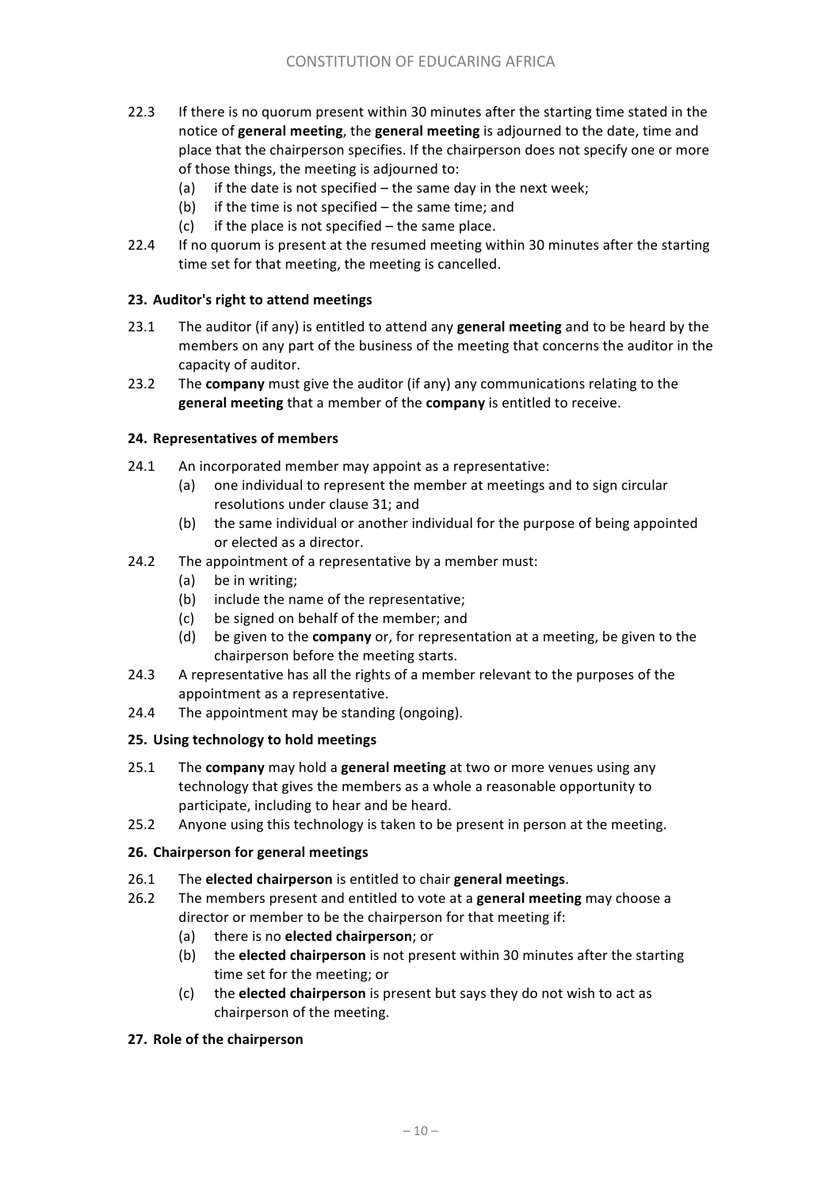22.3 If there is no quorum present within 30 minutes after the starting time stated in the notice of **general meeting**, the **general meeting** is adjourned to the date, time and place that the chairperson specifies. If the chairperson does not specify one or more of those things, the meeting is adjourned to:

  (a) if the date is not specified – the same day in the next week;
  (b) if the time is not specified – the same time; and
  (c) if the place is not specified – the same place.

22.4 If no quorum is present at the resumed meeting within 30 minutes after the starting time set for that meeting, the meeting is cancelled.

### 23. Auditor's right to attend meetings

23.1 The auditor (if any) is entitled to attend any **general meeting** and to be heard by the members on any part of the business of the meeting that concerns the auditor in the capacity of auditor.

23.2 The **company** must give the auditor (if any) any communications relating to the **general meeting** that a member of the **company** is entitled to receive.

### 24. Representatives of members

24.1 An incorporated member may appoint as a representative:

  (a) one individual to represent the member at meetings and to sign circular resolutions under clause 31; and
  (b) the same individual or another individual for the purpose of being appointed or elected as a director.

24.2 The appointment of a representative by a member must:

  (a) be in writing;
  (b) include the name of the representative;
  (c) be signed on behalf of the member; and
  (d) be given to the **company** or, for representation at a meeting, be given to the chairperson before the meeting starts.

24.3 A representative has all the rights of a member relevant to the purposes of the appointment as a representative.

24.4 The appointment may be standing (ongoing).

### 25. Using technology to hold meetings

25.1 The **company** may hold a **general meeting** at two or more venues using any technology that gives the members as a whole a reasonable opportunity to participate, including to hear and be heard.

25.2 Anyone using this technology is taken to be present in person at the meeting.

### 26. Chairperson for general meetings

26.1 The **elected chairperson** is entitled to chair **general meetings**.

26.2 The members present and entitled to vote at a **general meeting** may choose a director or member to be the chairperson for that meeting if:

  (a) there is no **elected chairperson**; or
  (b) the **elected chairperson** is not present within 30 minutes after the starting time set for the meeting; or
  (c) the **elected chairperson** is present but says they do not wish to act as chairperson of the meeting.

### 27. Role of the chairperson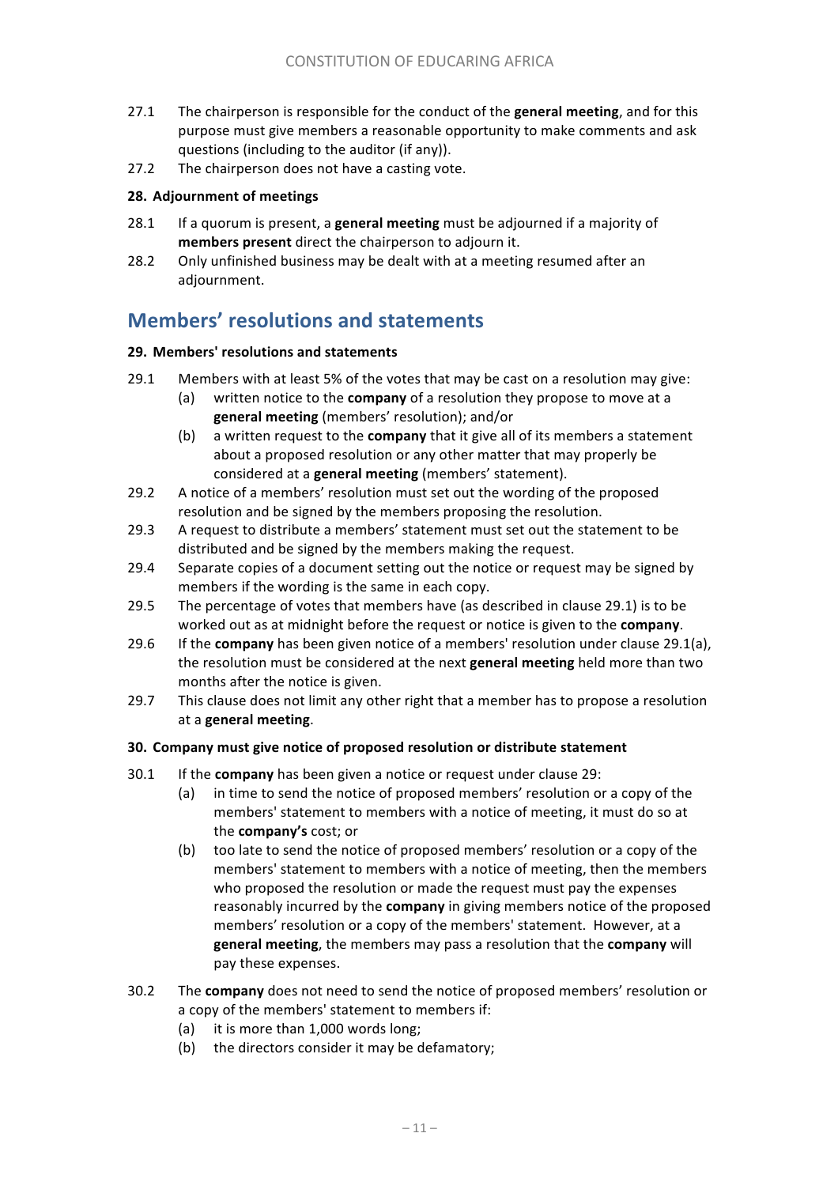27.1 The chairperson is responsible for the conduct of the **general meeting**, and for this purpose must give members a reasonable opportunity to make comments and ask questions (including to the auditor (if any)).

27.2 The chairperson does not have a casting vote.

**28. Adjournment of meetings**

28.1 If a quorum is present, a **general meeting** must be adjourned if a majority of **members present** direct the chairperson to adjourn it.

28.2 Only unfinished business may be dealt with at a meeting resumed after an adjournment.

## Members' resolutions and statements

**29. Members' resolutions and statements**

29.1 Members with at least 5% of the votes that may be cast on a resolution may give:

- (a) written notice to the **company** of a resolution they propose to move at a **general meeting** (members' resolution); and/or
- (b) a written request to the **company** that it give all of its members a statement about a proposed resolution or any other matter that may properly be considered at a **general meeting** (members' statement).

29.2 A notice of a members' resolution must set out the wording of the proposed resolution and be signed by the members proposing the resolution.

29.3 A request to distribute a members' statement must set out the statement to be distributed and be signed by the members making the request.

29.4 Separate copies of a document setting out the notice or request may be signed by members if the wording is the same in each copy.

29.5 The percentage of votes that members have (as described in clause 29.1) is to be worked out as at midnight before the request or notice is given to the **company**.

29.6 If the **company** has been given notice of a members' resolution under clause 29.1(a), the resolution must be considered at the next **general meeting** held more than two months after the notice is given.

29.7 This clause does not limit any other right that a member has to propose a resolution at a **general meeting**.

**30. Company must give notice of proposed resolution or distribute statement**

30.1 If the **company** has been given a notice or request under clause 29:

- (a) in time to send the notice of proposed members' resolution or a copy of the members' statement to members with a notice of meeting, it must do so at the **company's** cost; or
- (b) too late to send the notice of proposed members' resolution or a copy of the members' statement to members with a notice of meeting, then the members who proposed the resolution or made the request must pay the expenses reasonably incurred by the **company** in giving members notice of the proposed members' resolution or a copy of the members' statement. However, at a **general meeting**, the members may pass a resolution that the **company** will pay these expenses.

30.2 The **company** does not need to send the notice of proposed members' resolution or a copy of the members' statement to members if:

- (a) it is more than 1,000 words long;
- (b) the directors consider it may be defamatory;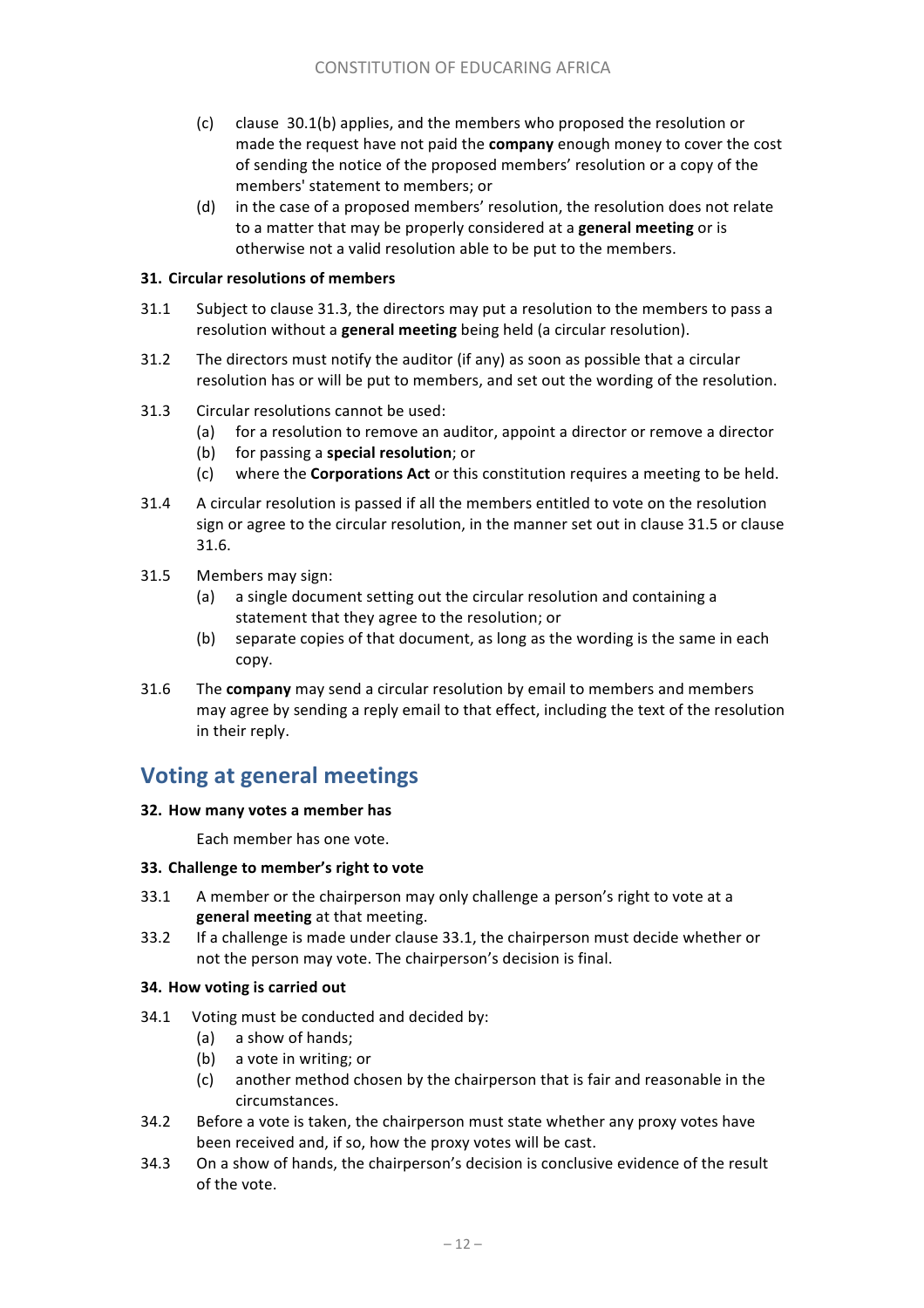(c) clause 30.1(b) applies, and the members who proposed the resolution or made the request have not paid the **company** enough money to cover the cost of sending the notice of the proposed members' resolution or a copy of the members' statement to members; or

(d) in the case of a proposed members' resolution, the resolution does not relate to a matter that may be properly considered at a **general meeting** or is otherwise not a valid resolution able to be put to the members.

**31. Circular resolutions of members**

31.1 Subject to clause 31.3, the directors may put a resolution to the members to pass a resolution without a **general meeting** being held (a circular resolution).

31.2 The directors must notify the auditor (if any) as soon as possible that a circular resolution has or will be put to members, and set out the wording of the resolution.

31.3 Circular resolutions cannot be used:

(a) for a resolution to remove an auditor, appoint a director or remove a director

(b) for passing a **special resolution**; or

(c) where the **Corporations Act** or this constitution requires a meeting to be held.

31.4 A circular resolution is passed if all the members entitled to vote on the resolution sign or agree to the circular resolution, in the manner set out in clause 31.5 or clause 31.6.

31.5 Members may sign:

(a) a single document setting out the circular resolution and containing a statement that they agree to the resolution; or

(b) separate copies of that document, as long as the wording is the same in each copy.

31.6 The **company** may send a circular resolution by email to members and members may agree by sending a reply email to that effect, including the text of the resolution in their reply.

## Voting at general meetings

**32. How many votes a member has**

Each member has one vote.

**33. Challenge to member's right to vote**

33.1 A member or the chairperson may only challenge a person's right to vote at a **general meeting** at that meeting.

33.2 If a challenge is made under clause 33.1, the chairperson must decide whether or not the person may vote. The chairperson's decision is final.

**34. How voting is carried out**

34.1 Voting must be conducted and decided by:

(a) a show of hands;

(b) a vote in writing; or

(c) another method chosen by the chairperson that is fair and reasonable in the circumstances.

34.2 Before a vote is taken, the chairperson must state whether any proxy votes have been received and, if so, how the proxy votes will be cast.

34.3 On a show of hands, the chairperson's decision is conclusive evidence of the result of the vote.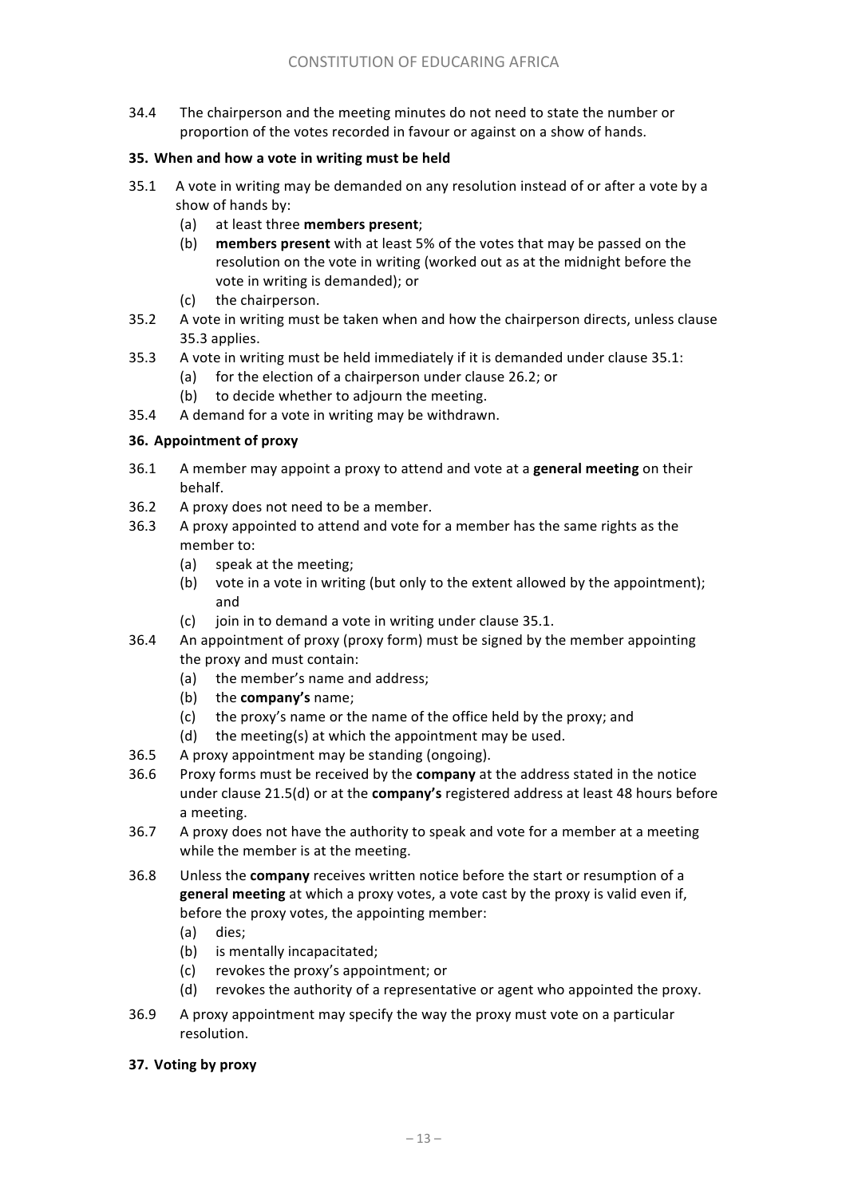34.4 The chairperson and the meeting minutes do not need to state the number or proportion of the votes recorded in favour or against on a show of hands.

### 35. When and how a vote in writing must be held

35.1 A vote in writing may be demanded on any resolution instead of or after a vote by a show of hands by:

(a) at least three **members present**;

(b) **members present** with at least 5% of the votes that may be passed on the resolution on the vote in writing (worked out as at the midnight before the vote in writing is demanded); or

(c) the chairperson.

35.2 A vote in writing must be taken when and how the chairperson directs, unless clause 35.3 applies.

35.3 A vote in writing must be held immediately if it is demanded under clause 35.1:

(a) for the election of a chairperson under clause 26.2; or

(b) to decide whether to adjourn the meeting.

35.4 A demand for a vote in writing may be withdrawn.

### 36. Appointment of proxy

36.1 A member may appoint a proxy to attend and vote at a **general meeting** on their behalf.

36.2 A proxy does not need to be a member.

36.3 A proxy appointed to attend and vote for a member has the same rights as the member to:

(a) speak at the meeting;

(b) vote in a vote in writing (but only to the extent allowed by the appointment); and

(c) join in to demand a vote in writing under clause 35.1.

36.4 An appointment of proxy (proxy form) must be signed by the member appointing the proxy and must contain:

(a) the member's name and address;

(b) the **company's** name;

(c) the proxy's name or the name of the office held by the proxy; and

(d) the meeting(s) at which the appointment may be used.

36.5 A proxy appointment may be standing (ongoing).

36.6 Proxy forms must be received by the **company** at the address stated in the notice under clause 21.5(d) or at the **company's** registered address at least 48 hours before a meeting.

36.7 A proxy does not have the authority to speak and vote for a member at a meeting while the member is at the meeting.

36.8 Unless the **company** receives written notice before the start or resumption of a **general meeting** at which a proxy votes, a vote cast by the proxy is valid even if, before the proxy votes, the appointing member:

(a) dies;

(b) is mentally incapacitated;

(c) revokes the proxy's appointment; or

(d) revokes the authority of a representative or agent who appointed the proxy.

36.9 A proxy appointment may specify the way the proxy must vote on a particular resolution.

### 37. Voting by proxy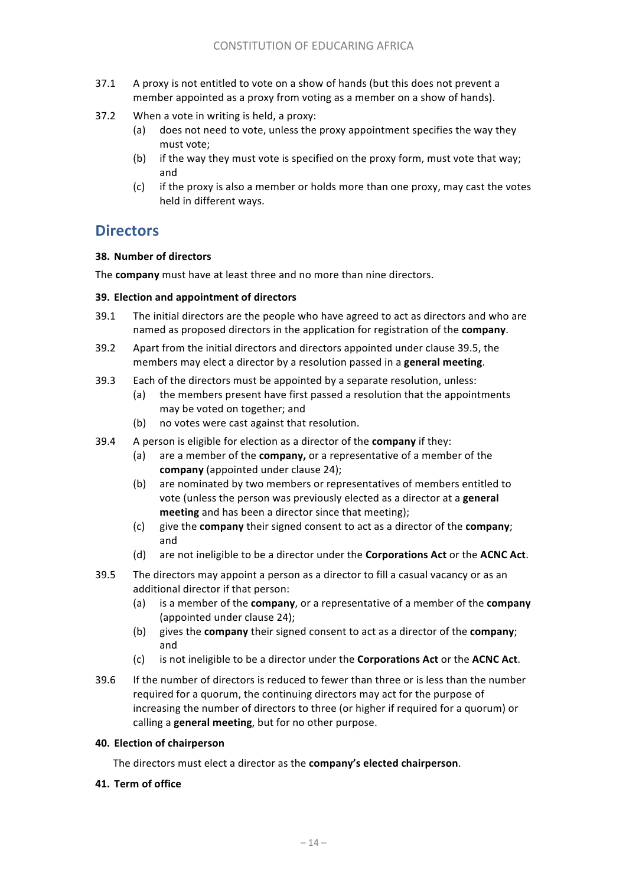37.1 A proxy is not entitled to vote on a show of hands (but this does not prevent a member appointed as a proxy from voting as a member on a show of hands).

37.2 When a vote in writing is held, a proxy:

- (a) does not need to vote, unless the proxy appointment specifies the way they must vote;
- (b) if the way they must vote is specified on the proxy form, must vote that way; and
- (c) if the proxy is also a member or holds more than one proxy, may cast the votes held in different ways.

## Directors

### 38. Number of directors

The **company** must have at least three and no more than nine directors.

### 39. Election and appointment of directors

39.1 The initial directors are the people who have agreed to act as directors and who are named as proposed directors in the application for registration of the **company**.

39.2 Apart from the initial directors and directors appointed under clause 39.5, the members may elect a director by a resolution passed in a **general meeting**.

39.3 Each of the directors must be appointed by a separate resolution, unless:

- (a) the members present have first passed a resolution that the appointments may be voted on together; and
- (b) no votes were cast against that resolution.

39.4 A person is eligible for election as a director of the **company** if they:

- (a) are a member of the **company,** or a representative of a member of the **company** (appointed under clause 24);
- (b) are nominated by two members or representatives of members entitled to vote (unless the person was previously elected as a director at a **general meeting** and has been a director since that meeting);
- (c) give the **company** their signed consent to act as a director of the **company**; and
- (d) are not ineligible to be a director under the **Corporations Act** or the **ACNC Act**.

39.5 The directors may appoint a person as a director to fill a casual vacancy or as an additional director if that person:

- (a) is a member of the **company**, or a representative of a member of the **company** (appointed under clause 24);
- (b) gives the **company** their signed consent to act as a director of the **company**; and
- (c) is not ineligible to be a director under the **Corporations Act** or the **ACNC Act**.

39.6 If the number of directors is reduced to fewer than three or is less than the number required for a quorum, the continuing directors may act for the purpose of increasing the number of directors to three (or higher if required for a quorum) or calling a **general meeting**, but for no other purpose.

### 40. Election of chairperson

The directors must elect a director as the **company's elected chairperson**.

### 41. Term of office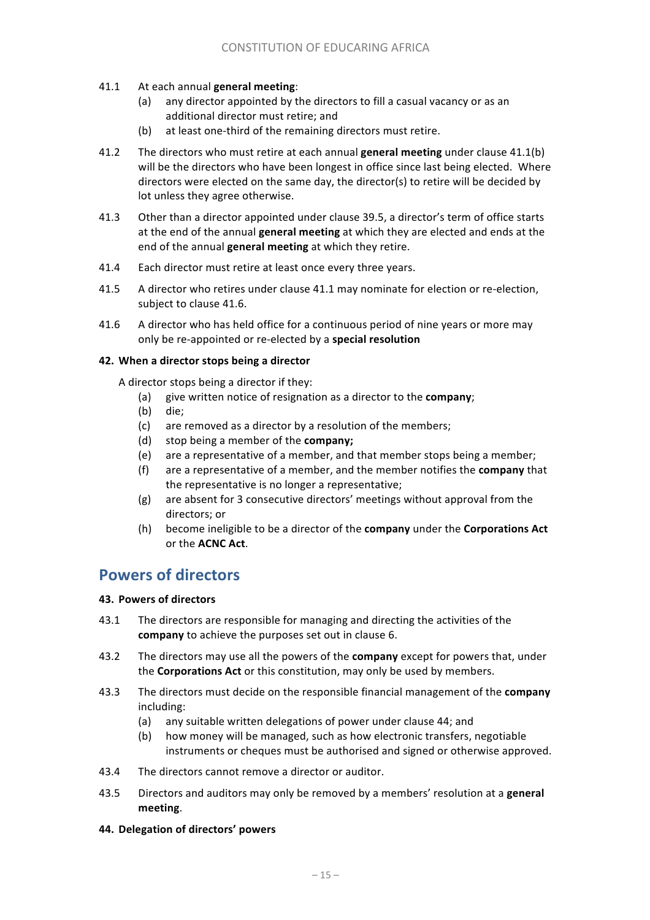41.1 At each annual **general meeting**:

(a) any director appointed by the directors to fill a casual vacancy or as an additional director must retire; and

(b) at least one-third of the remaining directors must retire.

41.2 The directors who must retire at each annual **general meeting** under clause 41.1(b) will be the directors who have been longest in office since last being elected. Where directors were elected on the same day, the director(s) to retire will be decided by lot unless they agree otherwise.

41.3 Other than a director appointed under clause 39.5, a director's term of office starts at the end of the annual **general meeting** at which they are elected and ends at the end of the annual **general meeting** at which they retire.

41.4 Each director must retire at least once every three years.

41.5 A director who retires under clause 41.1 may nominate for election or re-election, subject to clause 41.6.

41.6 A director who has held office for a continuous period of nine years or more may only be re-appointed or re-elected by a **special resolution**

**42. When a director stops being a director**

A director stops being a director if they:

(a) give written notice of resignation as a director to the **company**;

(b) die;

(c) are removed as a director by a resolution of the members;

(d) stop being a member of the **company;**

(e) are a representative of a member, and that member stops being a member;

(f) are a representative of a member, and the member notifies the **company** that the representative is no longer a representative;

(g) are absent for 3 consecutive directors' meetings without approval from the directors; or

(h) become ineligible to be a director of the **company** under the **Corporations Act** or the **ACNC Act**.

## Powers of directors

**43. Powers of directors**

43.1 The directors are responsible for managing and directing the activities of the **company** to achieve the purposes set out in clause 6.

43.2 The directors may use all the powers of the **company** except for powers that, under the **Corporations Act** or this constitution, may only be used by members.

43.3 The directors must decide on the responsible financial management of the **company** including:

(a) any suitable written delegations of power under clause 44; and

(b) how money will be managed, such as how electronic transfers, negotiable instruments or cheques must be authorised and signed or otherwise approved.

43.4 The directors cannot remove a director or auditor.

43.5 Directors and auditors may only be removed by a members' resolution at a **general meeting**.

**44. Delegation of directors' powers**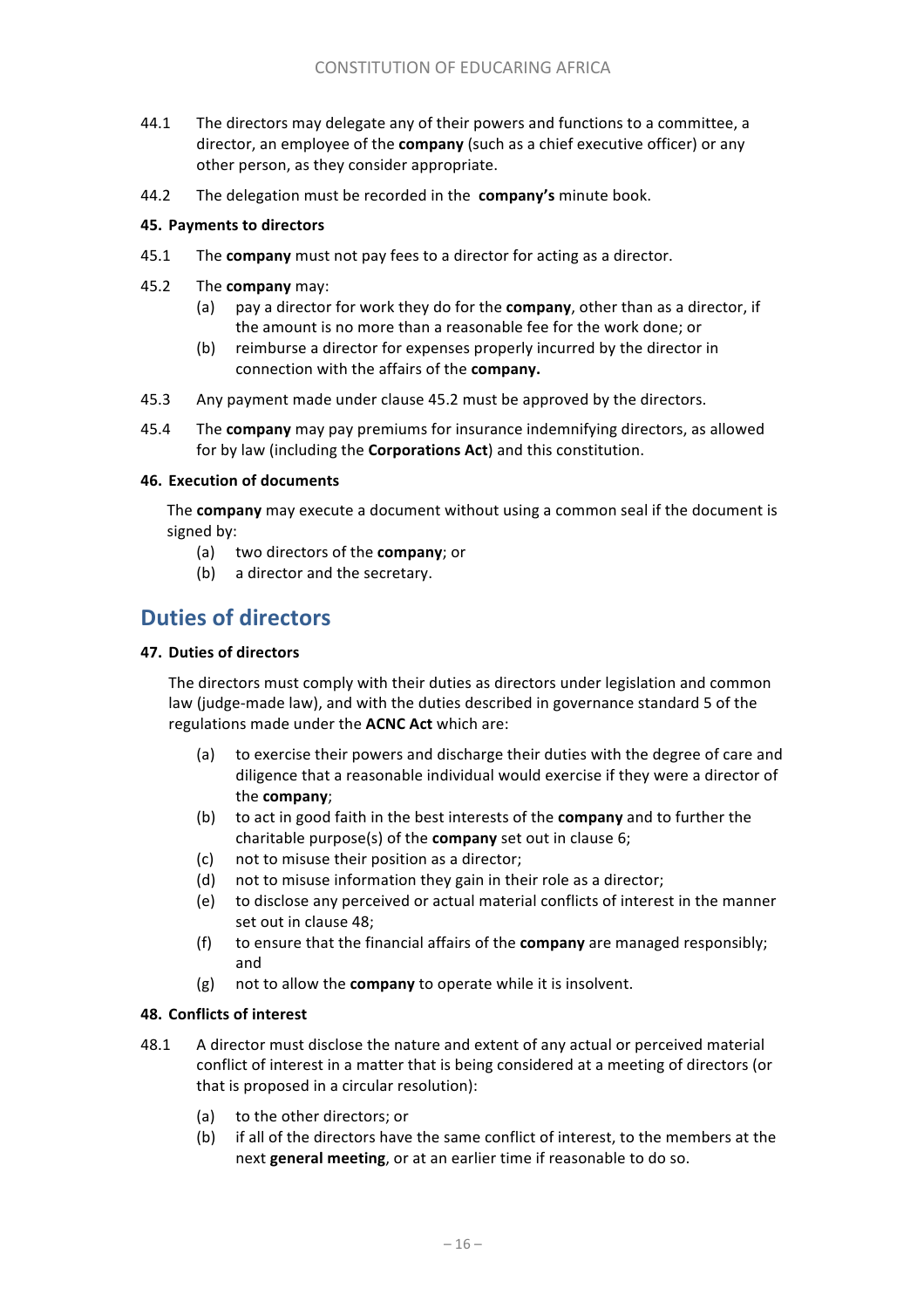44.1 The directors may delegate any of their powers and functions to a committee, a director, an employee of the **company** (such as a chief executive officer) or any other person, as they consider appropriate.

44.2 The delegation must be recorded in the **company's** minute book.

**45. Payments to directors**

45.1 The **company** must not pay fees to a director for acting as a director.

45.2 The **company** may:

(a) pay a director for work they do for the **company**, other than as a director, if the amount is no more than a reasonable fee for the work done; or

(b) reimburse a director for expenses properly incurred by the director in connection with the affairs of the **company.**

45.3 Any payment made under clause 45.2 must be approved by the directors.

45.4 The **company** may pay premiums for insurance indemnifying directors, as allowed for by law (including the **Corporations Act**) and this constitution.

**46. Execution of documents**

The **company** may execute a document without using a common seal if the document is signed by:

(a) two directors of the **company**; or

(b) a director and the secretary.

## Duties of directors

**47. Duties of directors**

The directors must comply with their duties as directors under legislation and common law (judge-made law), and with the duties described in governance standard 5 of the regulations made under the **ACNC Act** which are:

(a) to exercise their powers and discharge their duties with the degree of care and diligence that a reasonable individual would exercise if they were a director of the **company**;

(b) to act in good faith in the best interests of the **company** and to further the charitable purpose(s) of the **company** set out in clause 6;

(c) not to misuse their position as a director;

(d) not to misuse information they gain in their role as a director;

(e) to disclose any perceived or actual material conflicts of interest in the manner set out in clause 48;

(f) to ensure that the financial affairs of the **company** are managed responsibly; and

(g) not to allow the **company** to operate while it is insolvent.

**48. Conflicts of interest**

48.1 A director must disclose the nature and extent of any actual or perceived material conflict of interest in a matter that is being considered at a meeting of directors (or that is proposed in a circular resolution):

(a) to the other directors; or

(b) if all of the directors have the same conflict of interest, to the members at the next **general meeting**, or at an earlier time if reasonable to do so.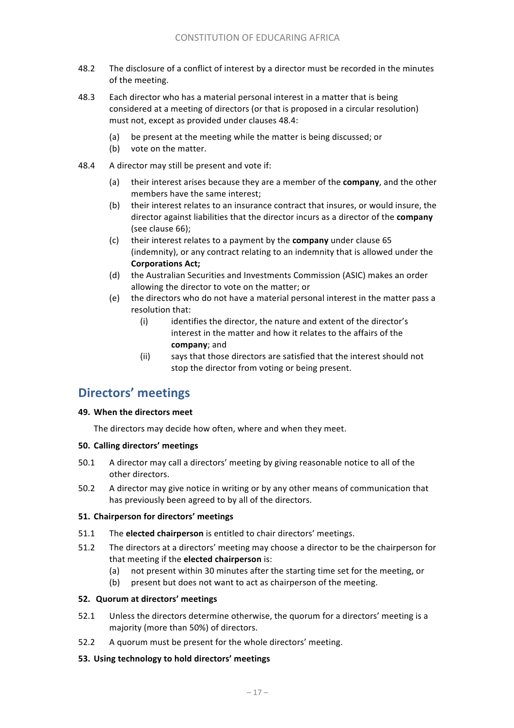48.2 The disclosure of a conflict of interest by a director must be recorded in the minutes of the meeting.

48.3 Each director who has a material personal interest in a matter that is being considered at a meeting of directors (or that is proposed in a circular resolution) must not, except as provided under clauses 48.4:

- (a) be present at the meeting while the matter is being discussed; or
- (b) vote on the matter.

48.4 A director may still be present and vote if:

- (a) their interest arises because they are a member of the **company**, and the other members have the same interest;
- (b) their interest relates to an insurance contract that insures, or would insure, the director against liabilities that the director incurs as a director of the **company** (see clause 66);
- (c) their interest relates to a payment by the **company** under clause 65 (indemnity), or any contract relating to an indemnity that is allowed under the **Corporations Act;**
- (d) the Australian Securities and Investments Commission (ASIC) makes an order allowing the director to vote on the matter; or
- (e) the directors who do not have a material personal interest in the matter pass a resolution that:
  - (i) identifies the director, the nature and extent of the director's interest in the matter and how it relates to the affairs of the **company**; and
  - (ii) says that those directors are satisfied that the interest should not stop the director from voting or being present.

## Directors' meetings

### 49. When the directors meet

The directors may decide how often, where and when they meet.

### 50. Calling directors' meetings

50.1 A director may call a directors' meeting by giving reasonable notice to all of the other directors.

50.2 A director may give notice in writing or by any other means of communication that has previously been agreed to by all of the directors.

### 51. Chairperson for directors' meetings

51.1 The **elected chairperson** is entitled to chair directors' meetings.

51.2 The directors at a directors' meeting may choose a director to be the chairperson for that meeting if the **elected chairperson** is:

- (a) not present within 30 minutes after the starting time set for the meeting, or
- (b) present but does not want to act as chairperson of the meeting.

### 52. Quorum at directors' meetings

52.1 Unless the directors determine otherwise, the quorum for a directors' meeting is a majority (more than 50%) of directors.

52.2 A quorum must be present for the whole directors' meeting.

### 53. Using technology to hold directors' meetings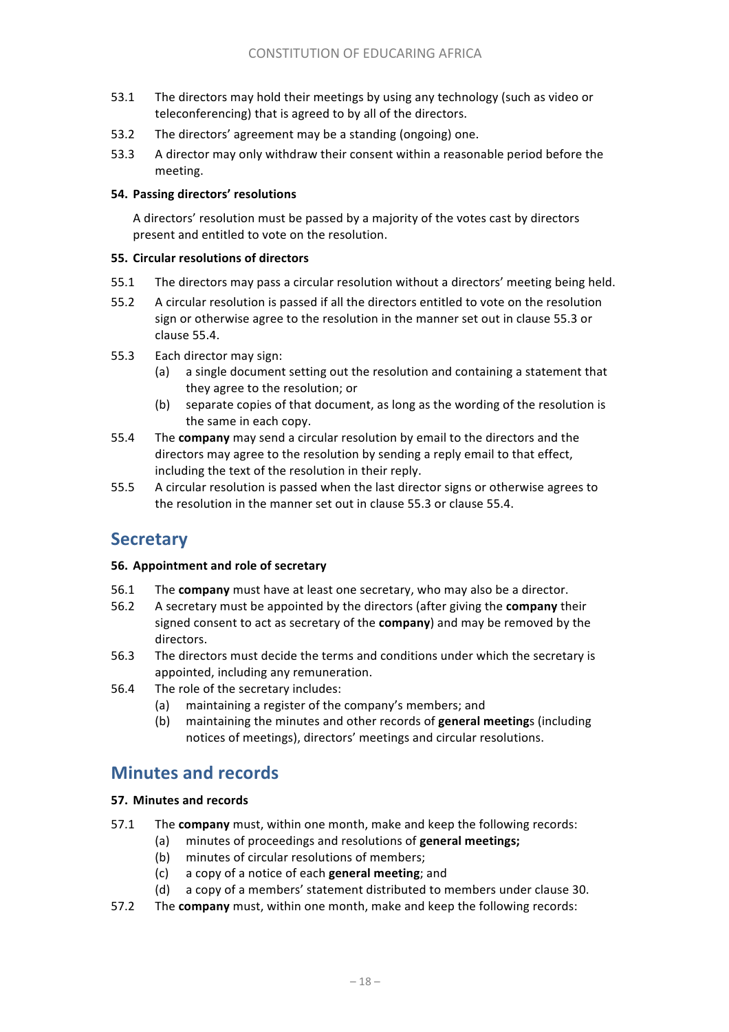53.1 The directors may hold their meetings by using any technology (such as video or teleconferencing) that is agreed to by all of the directors.

53.2 The directors' agreement may be a standing (ongoing) one.

53.3 A director may only withdraw their consent within a reasonable period before the meeting.

#### 54. Passing directors' resolutions

A directors' resolution must be passed by a majority of the votes cast by directors present and entitled to vote on the resolution.

#### 55. Circular resolutions of directors

55.1 The directors may pass a circular resolution without a directors' meeting being held.

55.2 A circular resolution is passed if all the directors entitled to vote on the resolution sign or otherwise agree to the resolution in the manner set out in clause 55.3 or clause 55.4.

55.3 Each director may sign:

(a) a single document setting out the resolution and containing a statement that they agree to the resolution; or

(b) separate copies of that document, as long as the wording of the resolution is the same in each copy.

55.4 The **company** may send a circular resolution by email to the directors and the directors may agree to the resolution by sending a reply email to that effect, including the text of the resolution in their reply.

55.5 A circular resolution is passed when the last director signs or otherwise agrees to the resolution in the manner set out in clause 55.3 or clause 55.4.

## Secretary

#### 56. Appointment and role of secretary

56.1 The **company** must have at least one secretary, who may also be a director.

56.2 A secretary must be appointed by the directors (after giving the **company** their signed consent to act as secretary of the **company**) and may be removed by the directors.

56.3 The directors must decide the terms and conditions under which the secretary is appointed, including any remuneration.

56.4 The role of the secretary includes:

(a) maintaining a register of the company's members; and

(b) maintaining the minutes and other records of **general meeting**s (including notices of meetings), directors' meetings and circular resolutions.

## Minutes and records

#### 57. Minutes and records

57.1 The **company** must, within one month, make and keep the following records:

(a) minutes of proceedings and resolutions of **general meetings;**

(b) minutes of circular resolutions of members;

(c) a copy of a notice of each **general meeting**; and

(d) a copy of a members' statement distributed to members under clause 30.

57.2 The **company** must, within one month, make and keep the following records: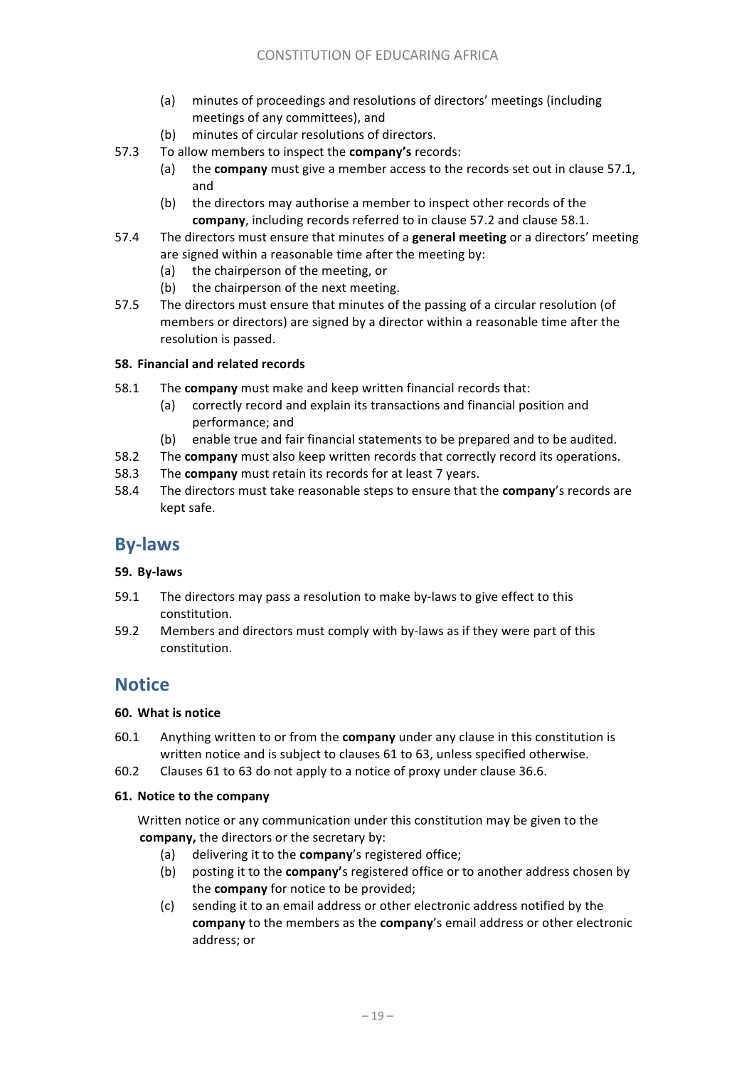(a) minutes of proceedings and resolutions of directors' meetings (including meetings of any committees), and

(b) minutes of circular resolutions of directors.

57.3 To allow members to inspect the **company's** records:

(a) the **company** must give a member access to the records set out in clause 57.1, and

(b) the directors may authorise a member to inspect other records of the **company**, including records referred to in clause 57.2 and clause 58.1.

57.4 The directors must ensure that minutes of a **general meeting** or a directors' meeting are signed within a reasonable time after the meeting by:

(a) the chairperson of the meeting, or

(b) the chairperson of the next meeting.

57.5 The directors must ensure that minutes of the passing of a circular resolution (of members or directors) are signed by a director within a reasonable time after the resolution is passed.

**58. Financial and related records**

58.1 The **company** must make and keep written financial records that:

(a) correctly record and explain its transactions and financial position and performance; and

(b) enable true and fair financial statements to be prepared and to be audited.

58.2 The **company** must also keep written records that correctly record its operations.

58.3 The **company** must retain its records for at least 7 years.

58.4 The directors must take reasonable steps to ensure that the **company**'s records are kept safe.

## By-laws

**59. By-laws**

59.1 The directors may pass a resolution to make by-laws to give effect to this constitution.

59.2 Members and directors must comply with by-laws as if they were part of this constitution.

## Notice

**60. What is notice**

60.1 Anything written to or from the **company** under any clause in this constitution is written notice and is subject to clauses 61 to 63, unless specified otherwise.

60.2 Clauses 61 to 63 do not apply to a notice of proxy under clause 36.6.

**61. Notice to the company**

Written notice or any communication under this constitution may be given to the **company,** the directors or the secretary by:

(a) delivering it to the **company**'s registered office;

(b) posting it to the **company'**s registered office or to another address chosen by the **company** for notice to be provided;

(c) sending it to an email address or other electronic address notified by the **company** to the members as the **company**'s email address or other electronic address; or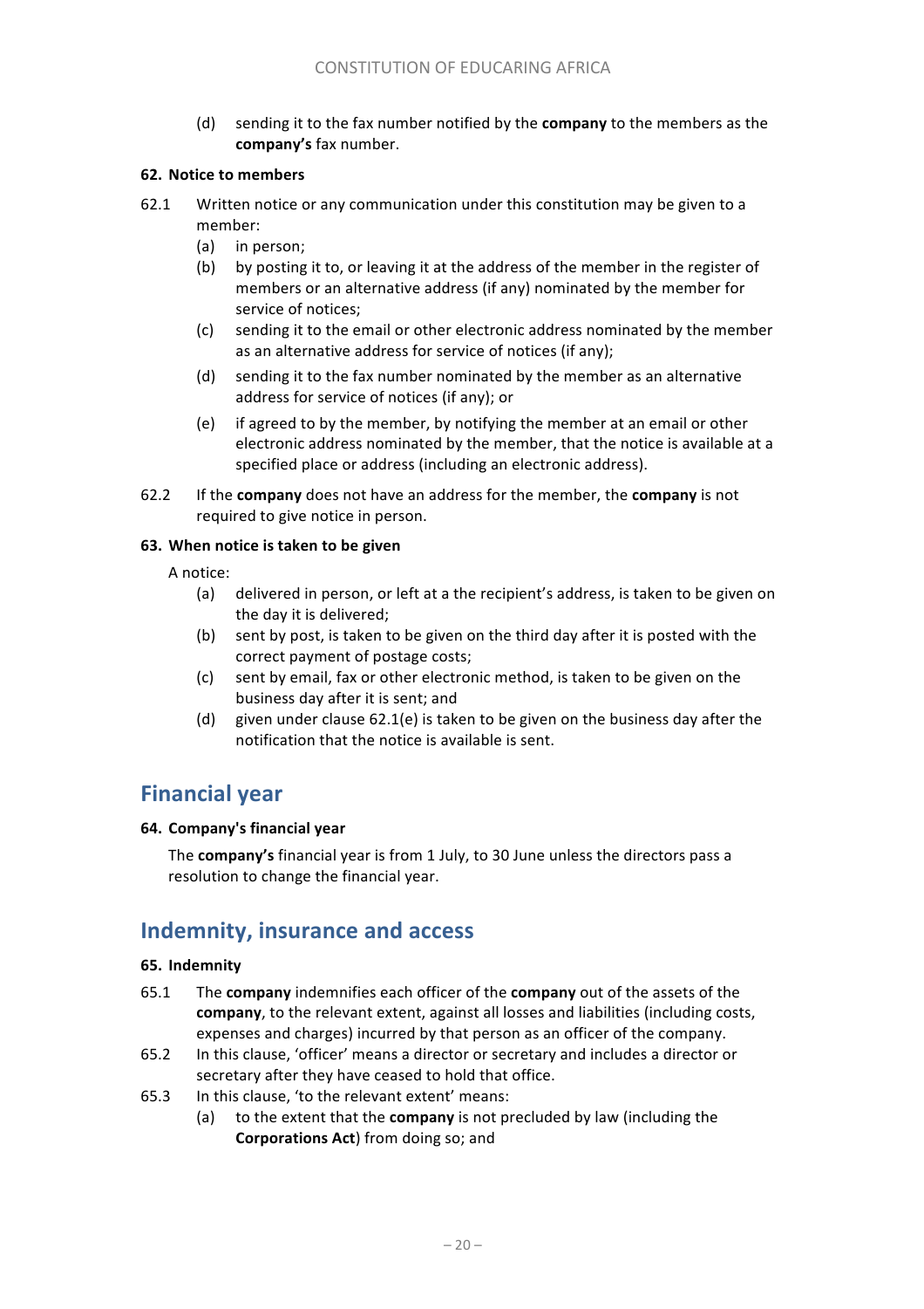(d) sending it to the fax number notified by the **company** to the members as the **company's** fax number.

**62. Notice to members**

62.1 Written notice or any communication under this constitution may be given to a member:

(a) in person;

(b) by posting it to, or leaving it at the address of the member in the register of members or an alternative address (if any) nominated by the member for service of notices;

(c) sending it to the email or other electronic address nominated by the member as an alternative address for service of notices (if any);

(d) sending it to the fax number nominated by the member as an alternative address for service of notices (if any); or

(e) if agreed to by the member, by notifying the member at an email or other electronic address nominated by the member, that the notice is available at a specified place or address (including an electronic address).

62.2 If the **company** does not have an address for the member, the **company** is not required to give notice in person.

**63. When notice is taken to be given**

A notice:

(a) delivered in person, or left at a the recipient's address, is taken to be given on the day it is delivered;

(b) sent by post, is taken to be given on the third day after it is posted with the correct payment of postage costs;

(c) sent by email, fax or other electronic method, is taken to be given on the business day after it is sent; and

(d) given under clause 62.1(e) is taken to be given on the business day after the notification that the notice is available is sent.

## Financial year

**64. Company's financial year**

The **company's** financial year is from 1 July, to 30 June unless the directors pass a resolution to change the financial year.

## Indemnity, insurance and access

**65. Indemnity**

65.1 The **company** indemnifies each officer of the **company** out of the assets of the **company**, to the relevant extent, against all losses and liabilities (including costs, expenses and charges) incurred by that person as an officer of the company.

65.2 In this clause, 'officer' means a director or secretary and includes a director or secretary after they have ceased to hold that office.

65.3 In this clause, 'to the relevant extent' means:

(a) to the extent that the **company** is not precluded by law (including the **Corporations Act**) from doing so; and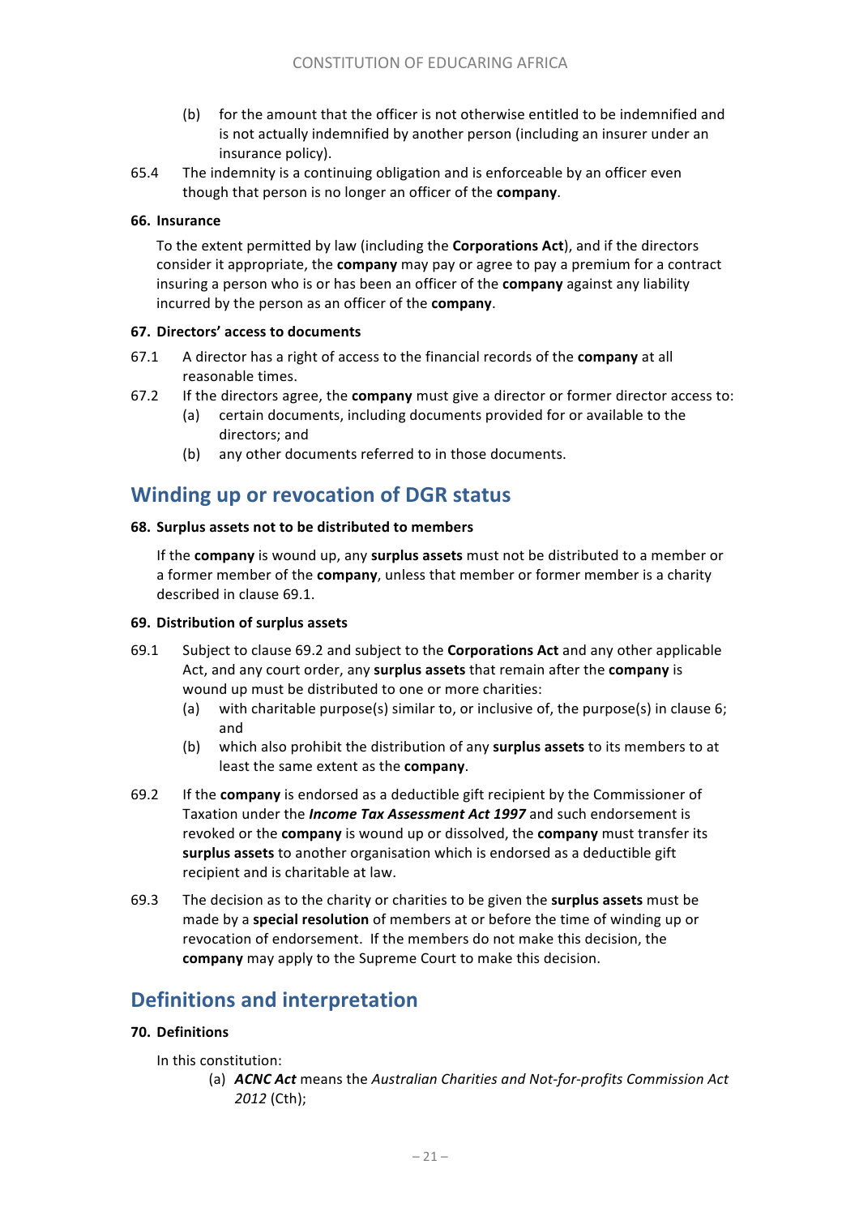(b) for the amount that the officer is not otherwise entitled to be indemnified and is not actually indemnified by another person (including an insurer under an insurance policy).

65.4 The indemnity is a continuing obligation and is enforceable by an officer even though that person is no longer an officer of the **company**.

**66. Insurance**

To the extent permitted by law (including the **Corporations Act**), and if the directors consider it appropriate, the **company** may pay or agree to pay a premium for a contract insuring a person who is or has been an officer of the **company** against any liability incurred by the person as an officer of the **company**.

**67. Directors' access to documents**

67.1 A director has a right of access to the financial records of the **company** at all reasonable times.

67.2 If the directors agree, the **company** must give a director or former director access to:

(a) certain documents, including documents provided for or available to the directors; and

(b) any other documents referred to in those documents.

## Winding up or revocation of DGR status

**68. Surplus assets not to be distributed to members**

If the **company** is wound up, any **surplus assets** must not be distributed to a member or a former member of the **company**, unless that member or former member is a charity described in clause 69.1.

**69. Distribution of surplus assets**

69.1 Subject to clause 69.2 and subject to the **Corporations Act** and any other applicable Act, and any court order, any **surplus assets** that remain after the **company** is wound up must be distributed to one or more charities:

(a) with charitable purpose(s) similar to, or inclusive of, the purpose(s) in clause 6; and

(b) which also prohibit the distribution of any **surplus assets** to its members to at least the same extent as the **company**.

69.2 If the **company** is endorsed as a deductible gift recipient by the Commissioner of Taxation under the ***Income Tax Assessment Act 1997*** and such endorsement is revoked or the **company** is wound up or dissolved, the **company** must transfer its **surplus assets** to another organisation which is endorsed as a deductible gift recipient and is charitable at law.

69.3 The decision as to the charity or charities to be given the **surplus assets** must be made by a **special resolution** of members at or before the time of winding up or revocation of endorsement. If the members do not make this decision, the **company** may apply to the Supreme Court to make this decision.

## Definitions and interpretation

**70. Definitions**

In this constitution:

(a) ***ACNC Act*** means the *Australian Charities and Not-for-profits Commission Act 2012* (Cth);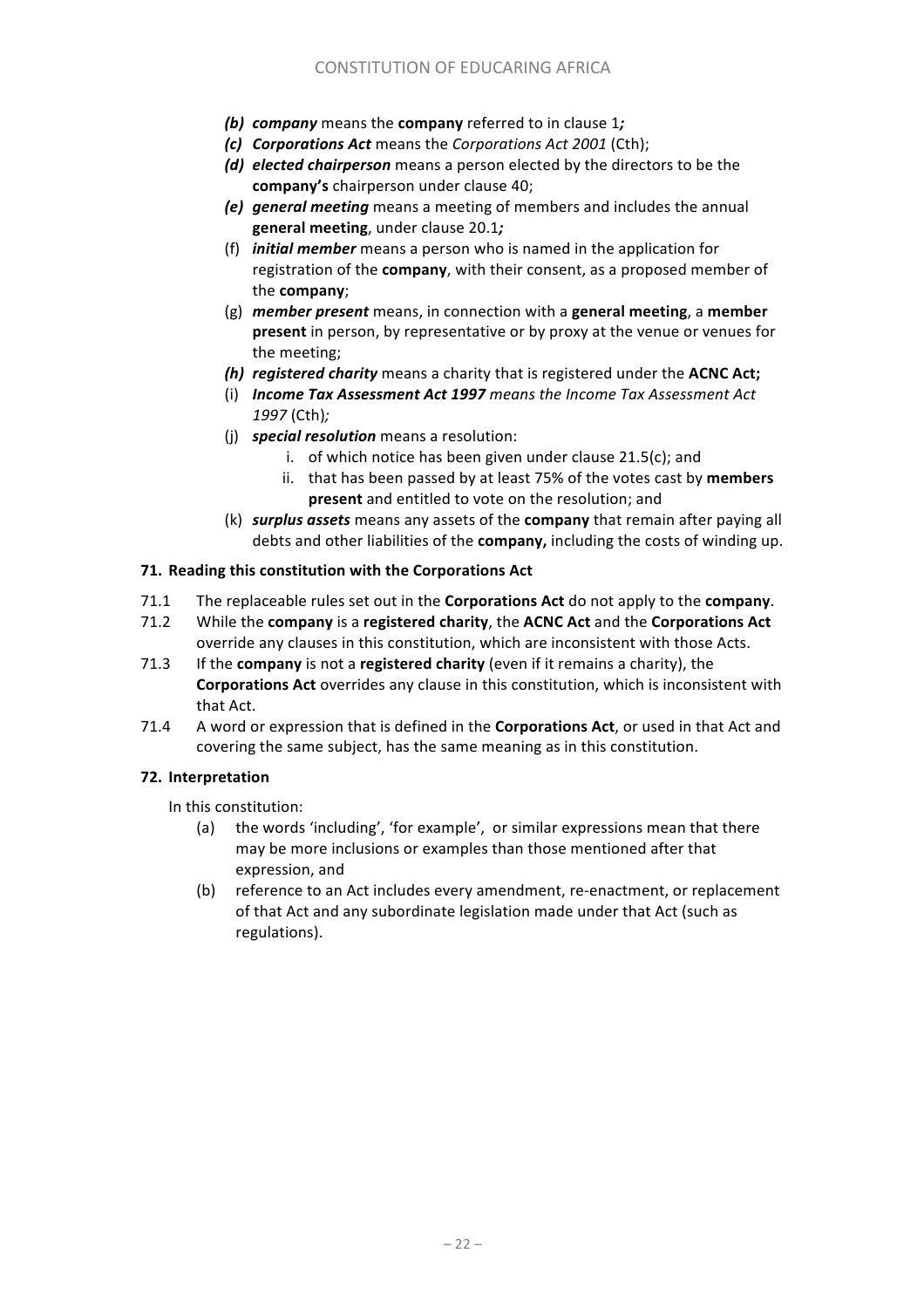- ***(b) company*** means the **company** referred to in clause 1***;***
- ***(c) Corporations Act*** means the *Corporations Act 2001* (Cth);
- ***(d) elected chairperson*** means a person elected by the directors to be the **company's** chairperson under clause 40;
- ***(e) general meeting*** means a meeting of members and includes the annual **general meeting**, under clause 20.1***;***
- (f) ***initial member*** means a person who is named in the application for registration of the **company**, with their consent, as a proposed member of the **company**;
- (g) ***member present*** means, in connection with a **general meeting**, a **member present** in person, by representative or by proxy at the venue or venues for the meeting;
- ***(h) registered charity*** means a charity that is registered under the **ACNC Act;**
- (i) ***Income Tax Assessment Act 1997*** *means the Income Tax Assessment Act 1997* (Cth)*;*
- (j) ***special resolution*** means a resolution:
  - i. of which notice has been given under clause 21.5(c); and
  - ii. that has been passed by at least 75% of the votes cast by **members present** and entitled to vote on the resolution; and
- (k) ***surplus assets*** means any assets of the **company** that remain after paying all debts and other liabilities of the **company,** including the costs of winding up.

### 71. Reading this constitution with the Corporations Act

71.1 The replaceable rules set out in the **Corporations Act** do not apply to the **company**.

71.2 While the **company** is a **registered charity**, the **ACNC Act** and the **Corporations Act** override any clauses in this constitution, which are inconsistent with those Acts.

71.3 If the **company** is not a **registered charity** (even if it remains a charity), the **Corporations Act** overrides any clause in this constitution, which is inconsistent with that Act.

71.4 A word or expression that is defined in the **Corporations Act**, or used in that Act and covering the same subject, has the same meaning as in this constitution.

### 72. Interpretation

In this constitution:

- (a) the words 'including', 'for example', or similar expressions mean that there may be more inclusions or examples than those mentioned after that expression, and
- (b) reference to an Act includes every amendment, re-enactment, or replacement of that Act and any subordinate legislation made under that Act (such as regulations).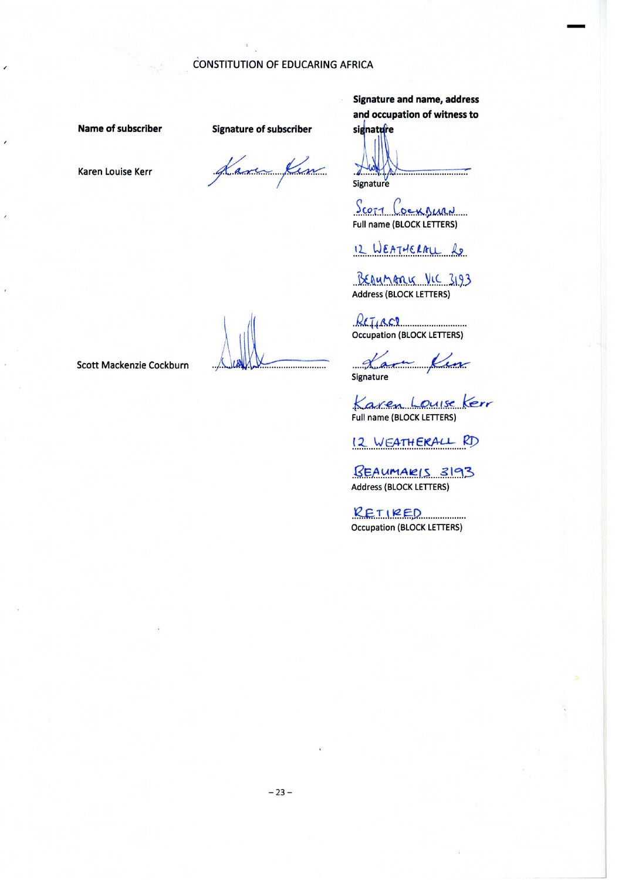CONSTITUTION OF EDUCARING AFRICA

| Name of subscriber | Signature of subscriber | Signature and name, address and occupation of witness to signature |
|---|---|---|
| Karen Louise Kerr | [signature] | [signature] Signature<br><br>SCOTT COCKBURN<br>Full name (BLOCK LETTERS)<br><br>12 WEATHERALL RD<br>BEAUMARIS VIC 3193<br>Address (BLOCK LETTERS)<br><br>RETIRED<br>Occupation (BLOCK LETTERS) |
| Scott Mackenzie Cockburn | [signature] | [signature] Signature<br><br>Karen Louise Kerr<br>Full name (BLOCK LETTERS)<br><br>12 WEATHERALL RD<br>BEAUMARIS 3193<br>Address (BLOCK LETTERS)<br><br>RETIRED<br>Occupation (BLOCK LETTERS) |